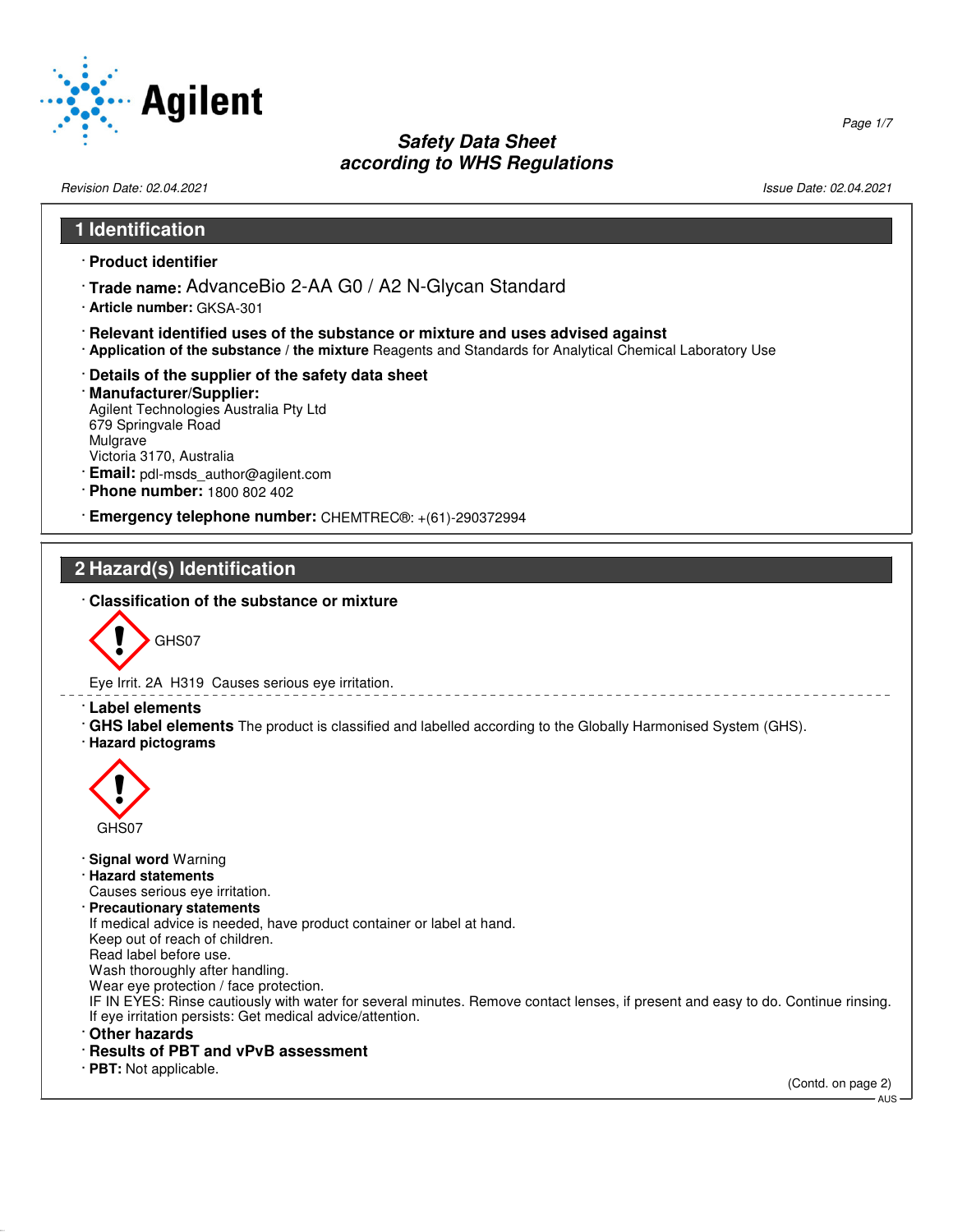Agilent

## Safety Data Sheet
## according to WHS Regulations

*Revision Date: 02.04.2021* *Issue Date: 02.04.2021*

## 1 Identification

· **Product identifier**

· **Trade name:** AdvanceBio 2-AA G0 / A2 N-Glycan Standard

· **Article number:** GKSA-301

· **Relevant identified uses of the substance or mixture and uses advised against**

· **Application of the substance / the mixture** Reagents and Standards for Analytical Chemical Laboratory Use

· **Details of the supplier of the safety data sheet**

· **Manufacturer/Supplier:**
Agilent Technologies Australia Pty Ltd
679 Springvale Road
Mulgrave
Victoria 3170, Australia

· **Email:** pdl-msds_author@agilent.com

· **Phone number:** 1800 802 402

· **Emergency telephone number:** CHEMTREC®: +(61)-290372994

## 2 Hazard(s) Identification

· **Classification of the substance or mixture**

GHS07

Eye Irrit. 2A H319 Causes serious eye irritation.

· **Label elements**

· **GHS label elements** The product is classified and labelled according to the Globally Harmonised System (GHS).

· **Hazard pictograms**

GHS07

· **Signal word** Warning

· **Hazard statements**
Causes serious eye irritation.

· **Precautionary statements**
If medical advice is needed, have product container or label at hand.
Keep out of reach of children.
Read label before use.
Wash thoroughly after handling.
Wear eye protection / face protection.
IF IN EYES: Rinse cautiously with water for several minutes. Remove contact lenses, if present and easy to do. Continue rinsing.
If eye irritation persists: Get medical advice/attention.

· **Other hazards**

· **Results of PBT and vPvB assessment**

· **PBT:** Not applicable.

(Contd. on page 2)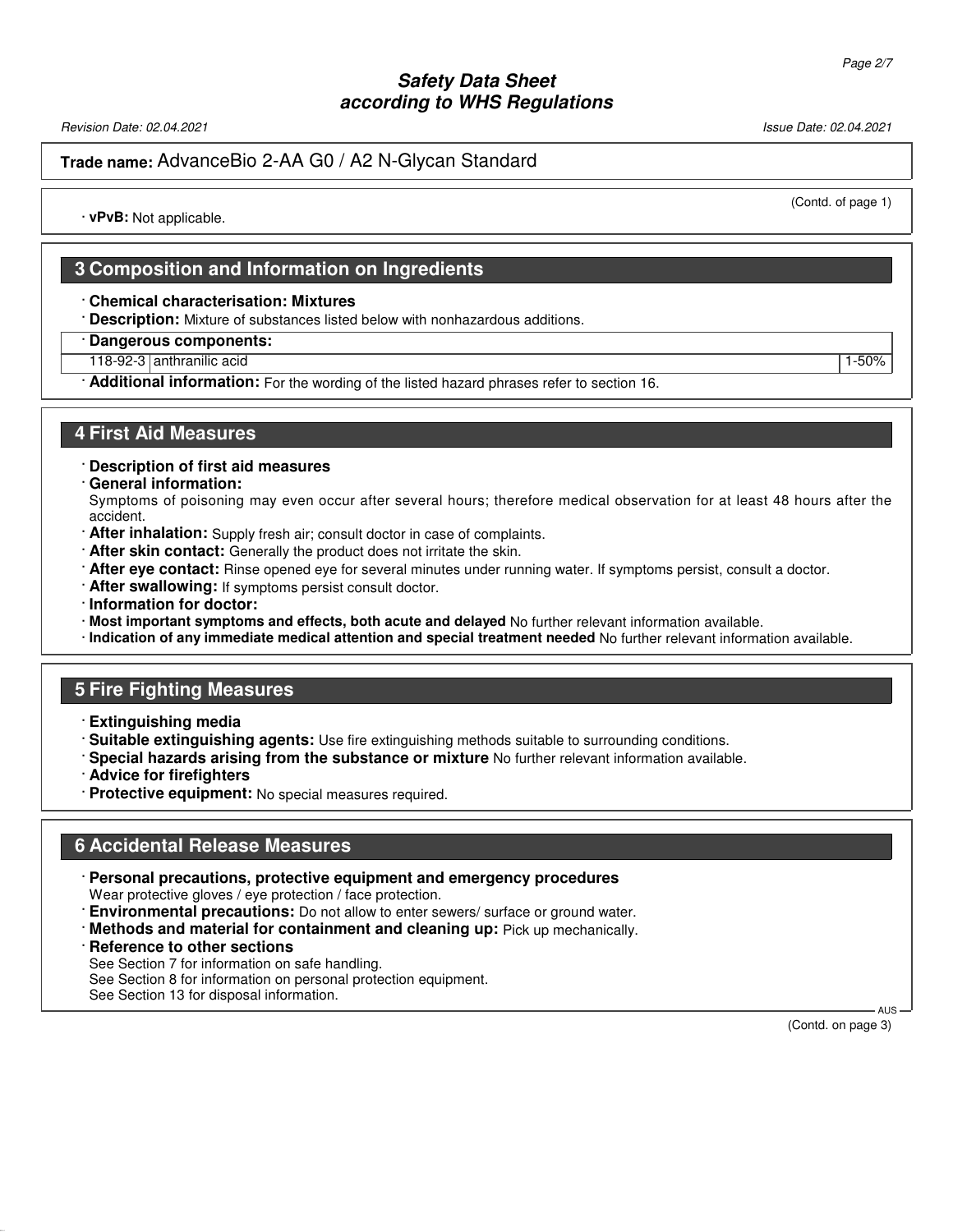(Contd. of page 1)

· **vPvB:** Not applicable.

## 3 Composition and Information on Ingredients

· **Chemical characterisation: Mixtures**

· **Description:** Mixture of substances listed below with nonhazardous additions.

· **Dangerous components:**

| | | |
|---|---|---|
| 118-92-3 | anthranilic acid | 1-50% |

· **Additional information:** For the wording of the listed hazard phrases refer to section 16.

## 4 First Aid Measures

· **Description of first aid measures**

· **General information:**
Symptoms of poisoning may even occur after several hours; therefore medical observation for at least 48 hours after the accident.

· **After inhalation:** Supply fresh air; consult doctor in case of complaints.

· **After skin contact:** Generally the product does not irritate the skin.

· **After eye contact:** Rinse opened eye for several minutes under running water. If symptoms persist, consult a doctor.

· **After swallowing:** If symptoms persist consult doctor.

· **Information for doctor:**

· **Most important symptoms and effects, both acute and delayed** No further relevant information available.

· **Indication of any immediate medical attention and special treatment needed** No further relevant information available.

## 5 Fire Fighting Measures

· **Extinguishing media**

· **Suitable extinguishing agents:** Use fire extinguishing methods suitable to surrounding conditions.

· **Special hazards arising from the substance or mixture** No further relevant information available.

· **Advice for firefighters**

· **Protective equipment:** No special measures required.

## 6 Accidental Release Measures

· **Personal precautions, protective equipment and emergency procedures**
Wear protective gloves / eye protection / face protection.

· **Environmental precautions:** Do not allow to enter sewers/ surface or ground water.

· **Methods and material for containment and cleaning up:** Pick up mechanically.

· **Reference to other sections**
See Section 7 for information on safe handling.
See Section 8 for information on personal protection equipment.
See Section 13 for disposal information.

(Contd. on page 3)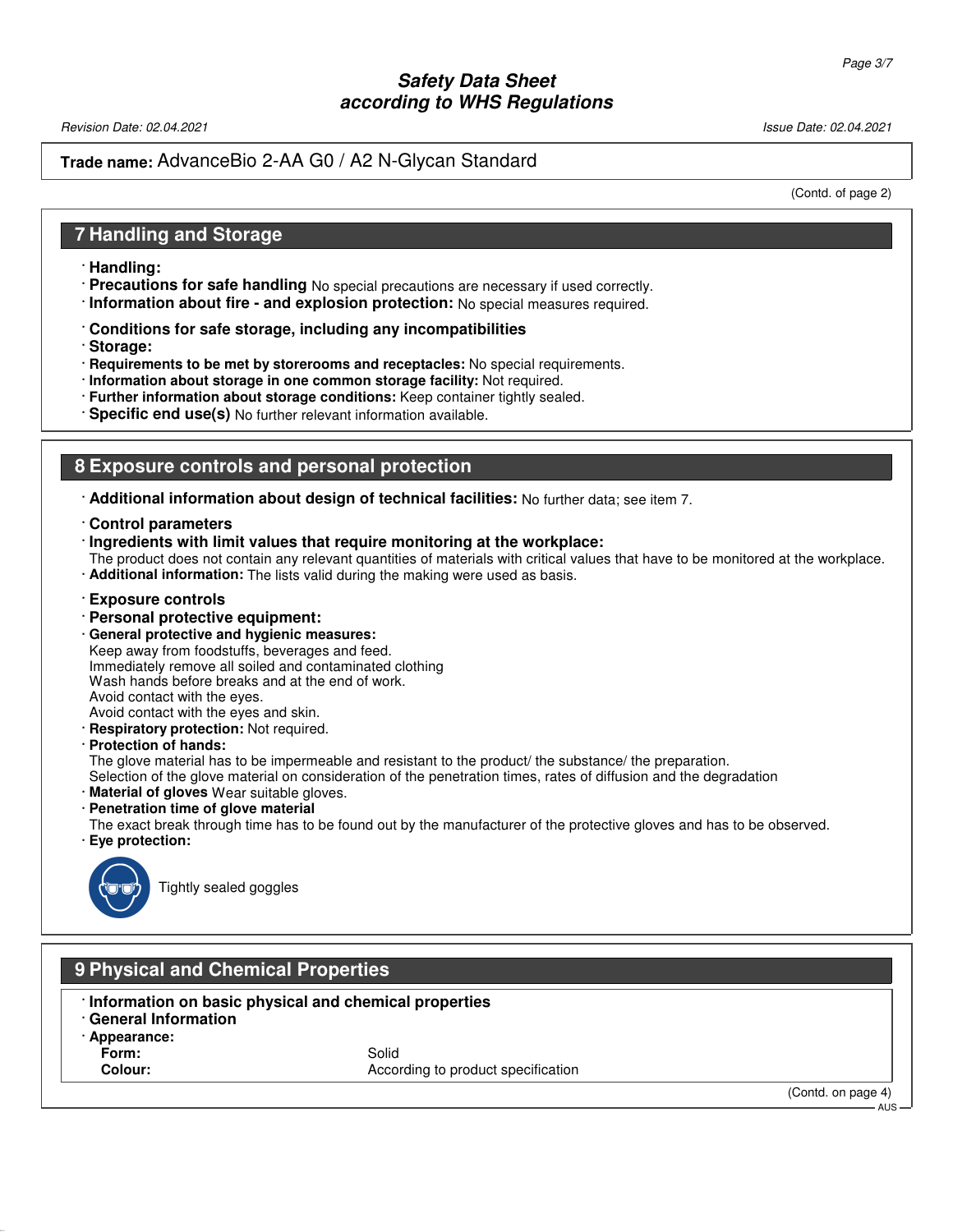**Trade name:** AdvanceBio 2-AA G0 / A2 N-Glycan Standard

(Contd. of page 2)

## 7 Handling and Storage

- **Handling:**
- **Precautions for safe handling** No special precautions are necessary if used correctly.
- **Information about fire - and explosion protection:** No special measures required.
- **Conditions for safe storage, including any incompatibilities**
- **Storage:**
- **Requirements to be met by storerooms and receptacles:** No special requirements.
- **Information about storage in one common storage facility:** Not required.
- **Further information about storage conditions:** Keep container tightly sealed.
- **Specific end use(s)** No further relevant information available.

## 8 Exposure controls and personal protection

- **Additional information about design of technical facilities:** No further data; see item 7.
- **Control parameters**
- **Ingredients with limit values that require monitoring at the workplace:**
  The product does not contain any relevant quantities of materials with critical values that have to be monitored at the workplace.
- **Additional information:** The lists valid during the making were used as basis.
- **Exposure controls**
- **Personal protective equipment:**
- **General protective and hygienic measures:**
  Keep away from foodstuffs, beverages and feed.
  Immediately remove all soiled and contaminated clothing
  Wash hands before breaks and at the end of work.
  Avoid contact with the eyes.
  Avoid contact with the eyes and skin.
- **Respiratory protection:** Not required.
- **Protection of hands:**
  The glove material has to be impermeable and resistant to the product/ the substance/ the preparation.
  Selection of the glove material on consideration of the penetration times, rates of diffusion and the degradation
- **Material of gloves** Wear suitable gloves.
- **Penetration time of glove material**
  The exact break through time has to be found out by the manufacturer of the protective gloves and has to be observed.
- **Eye protection:**

  Tightly sealed goggles

## 9 Physical and Chemical Properties

- **Information on basic physical and chemical properties**
- **General Information**
- **Appearance:**

| | |
|---|---|
| **Form:** | Solid |
| **Colour:** | According to product specification |

(Contd. on page 4)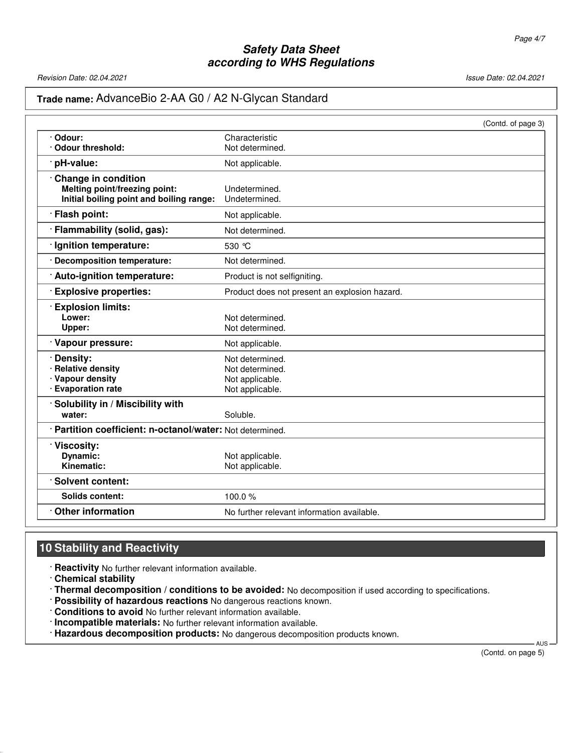**Trade name:** AdvanceBio 2-AA G0 / A2 N-Glycan Standard

(Contd. of page 3)

| | |
|---|---|
| · **Odour:** | Characteristic |
| · **Odour threshold:** | Not determined. |
| · **pH-value:** | Not applicable. |
| · **Change in condition** | |
| **Melting point/freezing point:** | Undetermined. |
| **Initial boiling point and boiling range:** | Undetermined. |
| · **Flash point:** | Not applicable. |
| · **Flammability (solid, gas):** | Not determined. |
| · **Ignition temperature:** | 530 °C |
| · **Decomposition temperature:** | Not determined. |
| · **Auto-ignition temperature:** | Product is not selfigniting. |
| · **Explosive properties:** | Product does not present an explosion hazard. |
| · **Explosion limits:** | |
| **Lower:** | Not determined. |
| **Upper:** | Not determined. |
| · **Vapour pressure:** | Not applicable. |
| · **Density:** | Not determined. |
| · **Relative density** | Not determined. |
| · **Vapour density** | Not applicable. |
| · **Evaporation rate** | Not applicable. |
| · **Solubility in / Miscibility with** | |
| **water:** | Soluble. |
| · **Partition coefficient: n-octanol/water:** | Not determined. |
| · **Viscosity:** | |
| **Dynamic:** | Not applicable. |
| **Kinematic:** | Not applicable. |
| · **Solvent content:** | |
| **Solids content:** | 100.0 % |
| · **Other information** | No further relevant information available. |

## 10 Stability and Reactivity

- · **Reactivity** No further relevant information available.
- · **Chemical stability**
- · **Thermal decomposition / conditions to be avoided:** No decomposition if used according to specifications.
- · **Possibility of hazardous reactions** No dangerous reactions known.
- · **Conditions to avoid** No further relevant information available.
- · **Incompatible materials:** No further relevant information available.
- · **Hazardous decomposition products:** No dangerous decomposition products known.

(Contd. on page 5)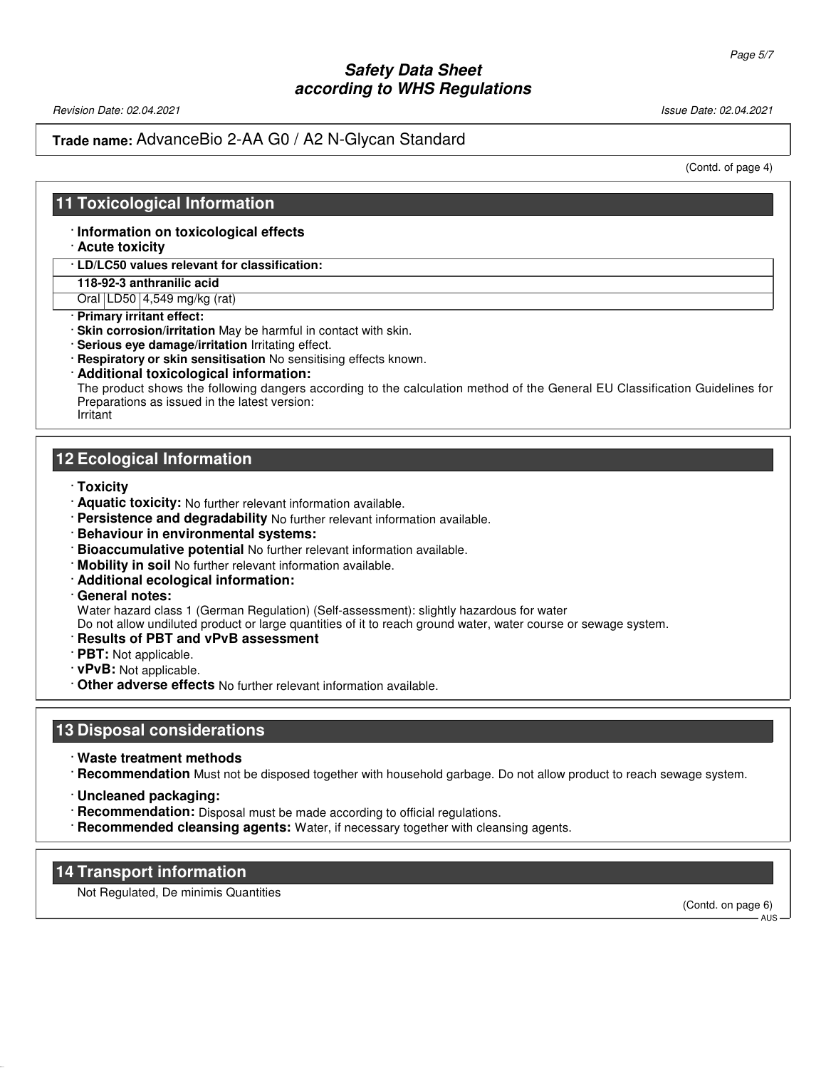**Trade name:** AdvanceBio 2-AA G0 / A2 N-Glycan Standard

(Contd. of page 4)

## 11 Toxicological Information

· **Information on toxicological effects**
· **Acute toxicity**

| · LD/LC50 values relevant for classification: | | |
|---|---|---|
| **118-92-3 anthranilic acid** | | |
| Oral | LD50 | 4,549 mg/kg (rat) |

· **Primary irritant effect:**
· **Skin corrosion/irritation** May be harmful in contact with skin.
· **Serious eye damage/irritation** Irritating effect.
· **Respiratory or skin sensitisation** No sensitising effects known.
· **Additional toxicological information:**
The product shows the following dangers according to the calculation method of the General EU Classification Guidelines for Preparations as issued in the latest version:
Irritant

## 12 Ecological Information

· **Toxicity**
· **Aquatic toxicity:** No further relevant information available.
· **Persistence and degradability** No further relevant information available.
· **Behaviour in environmental systems:**
· **Bioaccumulative potential** No further relevant information available.
· **Mobility in soil** No further relevant information available.
· **Additional ecological information:**
· **General notes:**
Water hazard class 1 (German Regulation) (Self-assessment): slightly hazardous for water
Do not allow undiluted product or large quantities of it to reach ground water, water course or sewage system.
· **Results of PBT and vPvB assessment**
· **PBT:** Not applicable.
· **vPvB:** Not applicable.
· **Other adverse effects** No further relevant information available.

## 13 Disposal considerations

· **Waste treatment methods**
· **Recommendation** Must not be disposed together with household garbage. Do not allow product to reach sewage system.

· **Uncleaned packaging:**
· **Recommendation:** Disposal must be made according to official regulations.
· **Recommended cleansing agents:** Water, if necessary together with cleansing agents.

## 14 Transport information

Not Regulated, De minimis Quantities

(Contd. on page 6)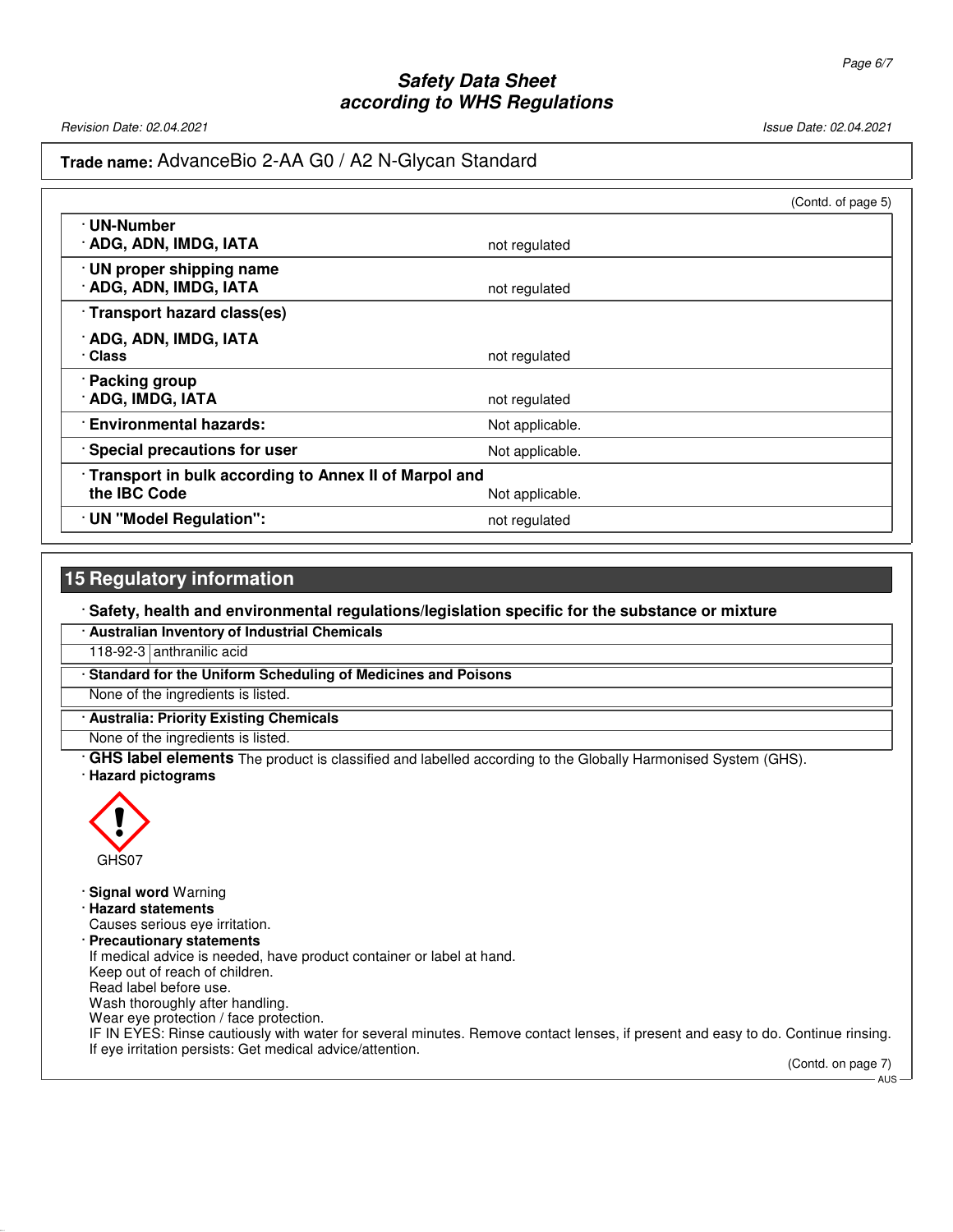**Trade name:** AdvanceBio 2-AA G0 / A2 N-Glycan Standard

(Contd. of page 5)

| | |
|---|---|
| **· UN-Number** | |
| **· ADG, ADN, IMDG, IATA** | not regulated |
| **· UN proper shipping name** | |
| **· ADG, ADN, IMDG, IATA** | not regulated |
| **· Transport hazard class(es)** | |
| **· ADG, ADN, IMDG, IATA** | |
| **· Class** | not regulated |
| **· Packing group** | |
| **· ADG, IMDG, IATA** | not regulated |
| **· Environmental hazards:** | Not applicable. |
| **· Special precautions for user** | Not applicable. |
| **· Transport in bulk according to Annex II of Marpol and the IBC Code** | Not applicable. |
| **· UN "Model Regulation":** | not regulated |

## 15 Regulatory information

**· Safety, health and environmental regulations/legislation specific for the substance or mixture**

**· Australian Inventory of Industrial Chemicals**

| | |
|---|---|
| 118-92-3 | anthranilic acid |

**· Standard for the Uniform Scheduling of Medicines and Poisons**

None of the ingredients is listed.

**· Australia: Priority Existing Chemicals**

None of the ingredients is listed.

**· GHS label elements** The product is classified and labelled according to the Globally Harmonised System (GHS).

**· Hazard pictograms**

GHS07

**· Signal word** Warning

**· Hazard statements**

Causes serious eye irritation.

**· Precautionary statements**

If medical advice is needed, have product container or label at hand.
Keep out of reach of children.
Read label before use.
Wash thoroughly after handling.
Wear eye protection / face protection.
IF IN EYES: Rinse cautiously with water for several minutes. Remove contact lenses, if present and easy to do. Continue rinsing.
If eye irritation persists: Get medical advice/attention.

(Contd. on page 7)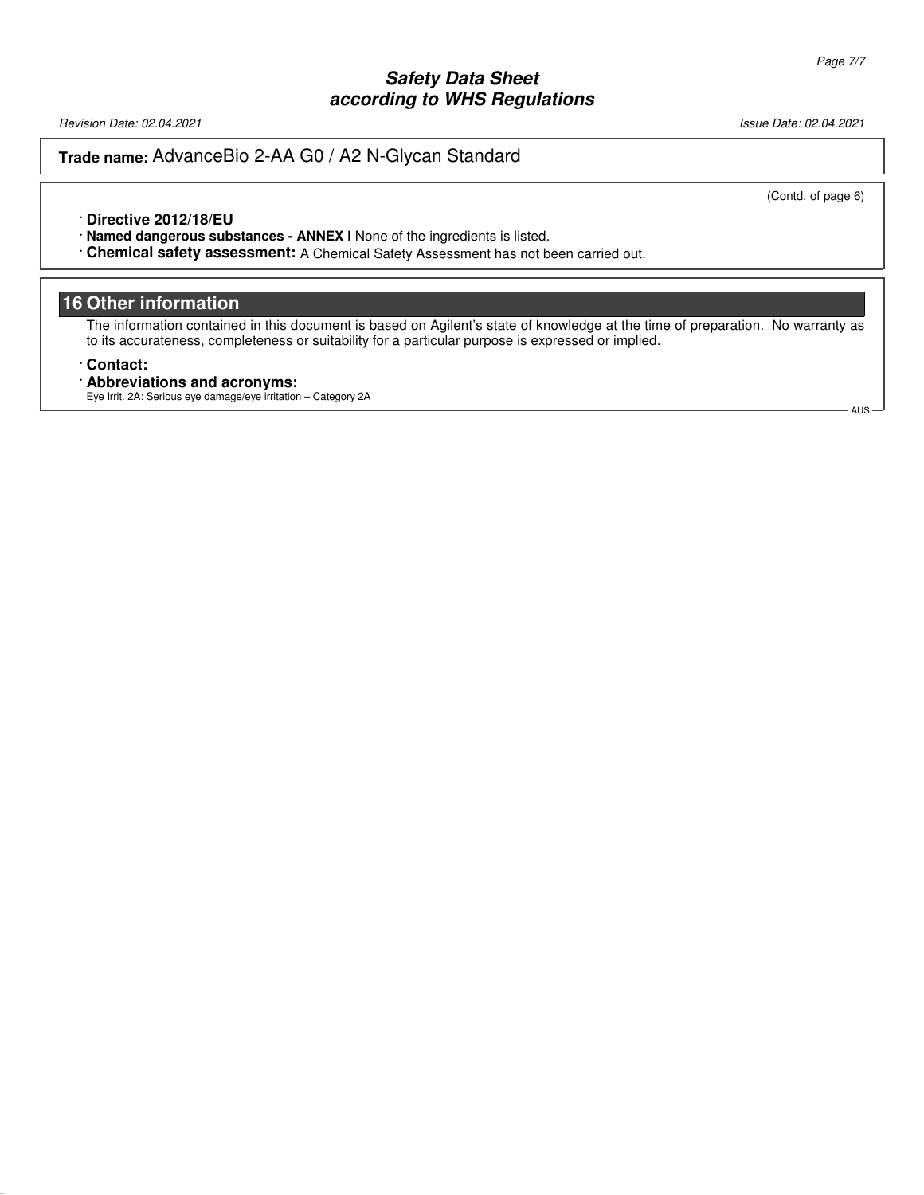(Contd. of page 6)

· **Directive 2012/18/EU**
· **Named dangerous substances - ANNEX I** None of the ingredients is listed.
· **Chemical safety assessment:** A Chemical Safety Assessment has not been carried out.

## 16 Other information

The information contained in this document is based on Agilent's state of knowledge at the time of preparation. No warranty as to its accurateness, completeness or suitability for a particular purpose is expressed or implied.

· **Contact:**
· **Abbreviations and acronyms:**
Eye Irrit. 2A: Serious eye damage/eye irritation – Category 2A